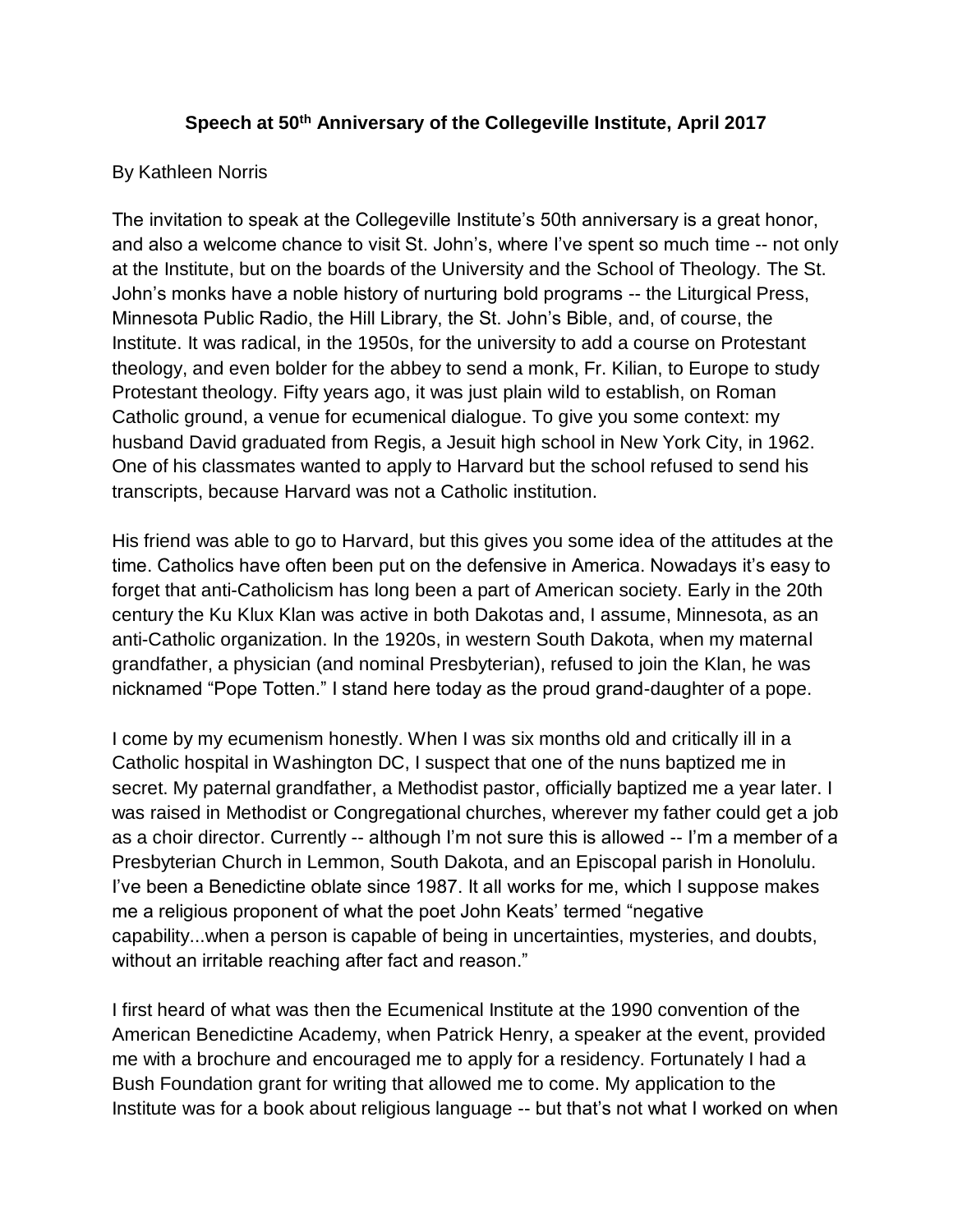**Speech at 50th Anniversary of the Collegeville Institute, April 2017**

By Kathleen Norris

The invitation to speak at the Collegeville Institute's 50th anniversary is a great honor, and also a welcome chance to visit St. John's, where I've spent so much time -- not only at the Institute, but on the boards of the University and the School of Theology. The St. John's monks have a noble history of nurturing bold programs -- the Liturgical Press, Minnesota Public Radio, the Hill Library, the St. John's Bible, and, of course, the Institute. It was radical, in the 1950s, for the university to add a course on Protestant theology, and even bolder for the abbey to send a monk, Fr. Kilian, to Europe to study Protestant theology. Fifty years ago, it was just plain wild to establish, on Roman Catholic ground, a venue for ecumenical dialogue. To give you some context: my husband David graduated from Regis, a Jesuit high school in New York City, in 1962. One of his classmates wanted to apply to Harvard but the school refused to send his transcripts, because Harvard was not a Catholic institution.

His friend was able to go to Harvard, but this gives you some idea of the attitudes at the time. Catholics have often been put on the defensive in America. Nowadays it's easy to forget that anti-Catholicism has long been a part of American society. Early in the 20th century the Ku Klux Klan was active in both Dakotas and, I assume, Minnesota, as an anti-Catholic organization. In the 1920s, in western South Dakota, when my maternal grandfather, a physician (and nominal Presbyterian), refused to join the Klan, he was nicknamed "Pope Totten." I stand here today as the proud grand-daughter of a pope.

I come by my ecumenism honestly. When I was six months old and critically ill in a Catholic hospital in Washington DC, I suspect that one of the nuns baptized me in secret. My paternal grandfather, a Methodist pastor, officially baptized me a year later. I was raised in Methodist or Congregational churches, wherever my father could get a job as a choir director. Currently -- although I'm not sure this is allowed -- I'm a member of a Presbyterian Church in Lemmon, South Dakota, and an Episcopal parish in Honolulu. I've been a Benedictine oblate since 1987. It all works for me, which I suppose makes me a religious proponent of what the poet John Keats' termed "negative capability...when a person is capable of being in uncertainties, mysteries, and doubts, without an irritable reaching after fact and reason."

I first heard of what was then the Ecumenical Institute at the 1990 convention of the American Benedictine Academy, when Patrick Henry, a speaker at the event, provided me with a brochure and encouraged me to apply for a residency. Fortunately I had a Bush Foundation grant for writing that allowed me to come. My application to the Institute was for a book about religious language -- but that's not what I worked on when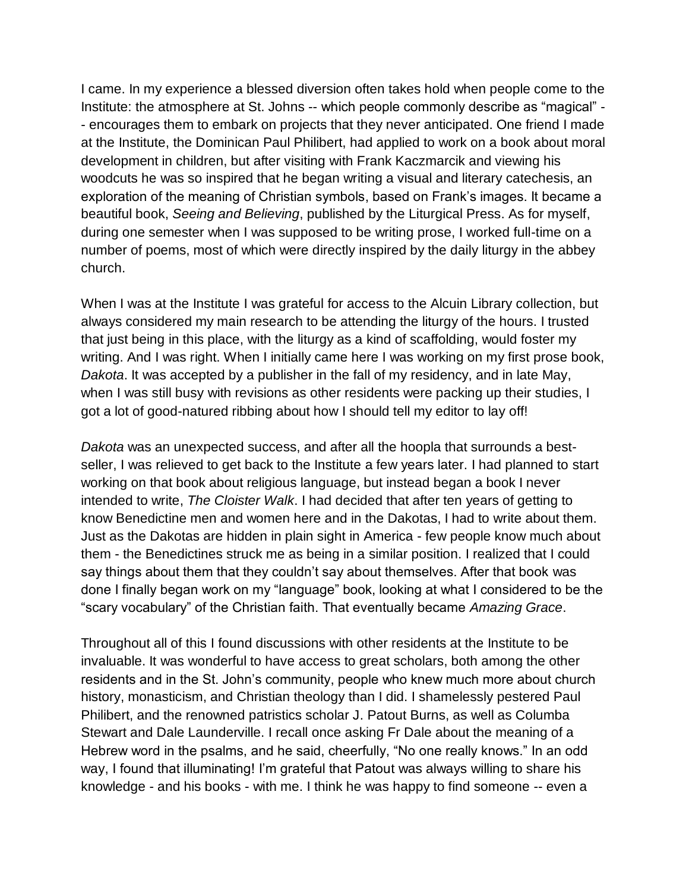I came. In my experience a blessed diversion often takes hold when people come to the Institute: the atmosphere at St. Johns -- which people commonly describe as "magical" -- encourages them to embark on projects that they never anticipated. One friend I made at the Institute, the Dominican Paul Philibert, had applied to work on a book about moral development in children, but after visiting with Frank Kaczmarcik and viewing his woodcuts he was so inspired that he began writing a visual and literary catechesis, an exploration of the meaning of Christian symbols, based on Frank's images. It became a beautiful book, *Seeing and Believing*, published by the Liturgical Press. As for myself, during one semester when I was supposed to be writing prose, I worked full-time on a number of poems, most of which were directly inspired by the daily liturgy in the abbey church.

When I was at the Institute I was grateful for access to the Alcuin Library collection, but always considered my main research to be attending the liturgy of the hours. I trusted that just being in this place, with the liturgy as a kind of scaffolding, would foster my writing. And I was right. When I initially came here I was working on my first prose book, *Dakota*. It was accepted by a publisher in the fall of my residency, and in late May, when I was still busy with revisions as other residents were packing up their studies, I got a lot of good-natured ribbing about how I should tell my editor to lay off!

*Dakota* was an unexpected success, and after all the hoopla that surrounds a best-seller, I was relieved to get back to the Institute a few years later. I had planned to start working on that book about religious language, but instead began a book I never intended to write, *The Cloister Walk*. I had decided that after ten years of getting to know Benedictine men and women here and in the Dakotas, I had to write about them. Just as the Dakotas are hidden in plain sight in America - few people know much about them - the Benedictines struck me as being in a similar position. I realized that I could say things about them that they couldn't say about themselves. After that book was done I finally began work on my "language" book, looking at what I considered to be the "scary vocabulary" of the Christian faith. That eventually became *Amazing Grace*.

Throughout all of this I found discussions with other residents at the Institute to be invaluable. It was wonderful to have access to great scholars, both among the other residents and in the St. John's community, people who knew much more about church history, monasticism, and Christian theology than I did. I shamelessly pestered Paul Philibert, and the renowned patristics scholar J. Patout Burns, as well as Columba Stewart and Dale Launderville. I recall once asking Fr Dale about the meaning of a Hebrew word in the psalms, and he said, cheerfully, "No one really knows." In an odd way, I found that illuminating! I'm grateful that Patout was always willing to share his knowledge - and his books - with me. I think he was happy to find someone -- even a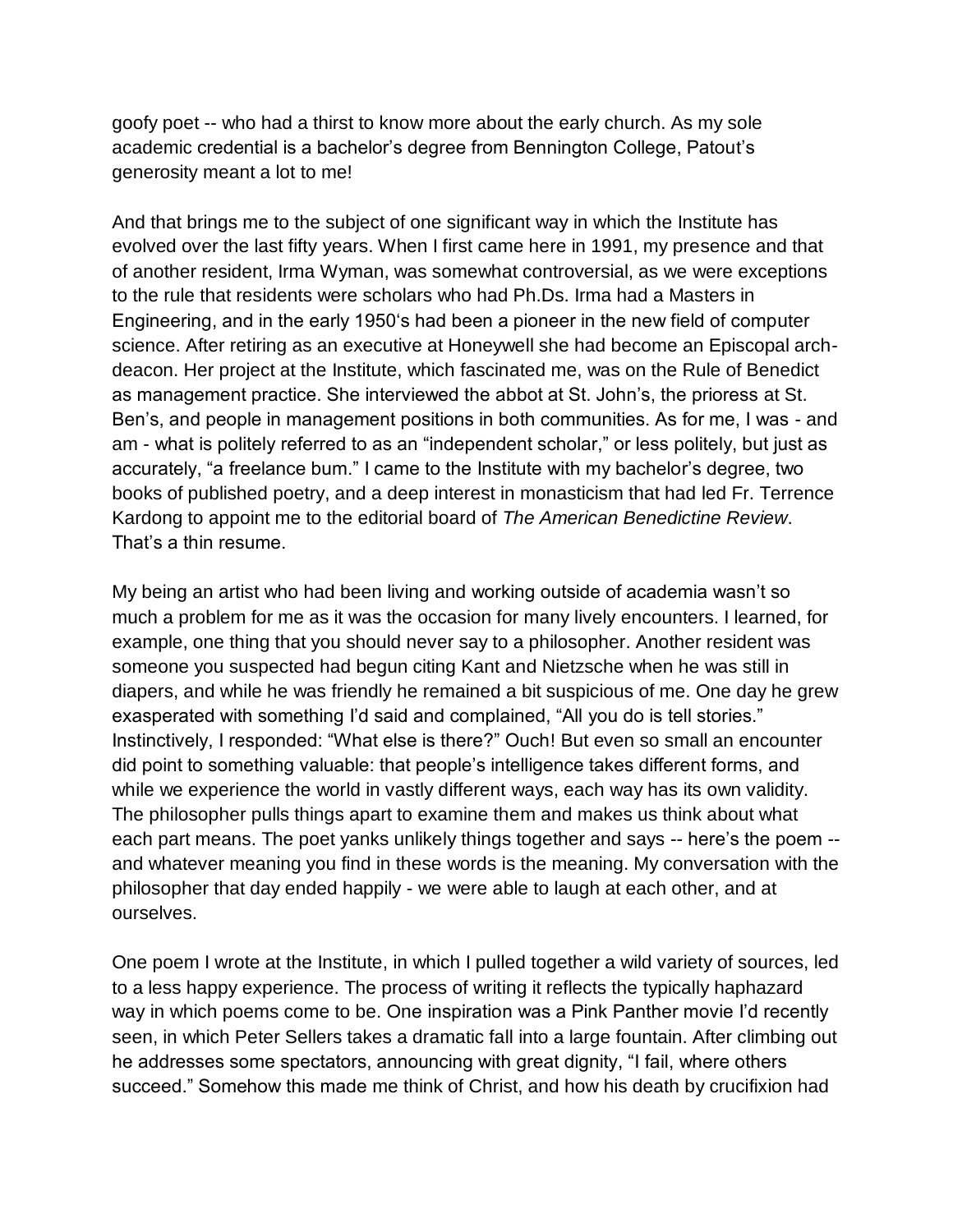goofy poet -- who had a thirst to know more about the early church. As my sole academic credential is a bachelor's degree from Bennington College, Patout's generosity meant a lot to me!

And that brings me to the subject of one significant way in which the Institute has evolved over the last fifty years. When I first came here in 1991, my presence and that of another resident, Irma Wyman, was somewhat controversial, as we were exceptions to the rule that residents were scholars who had Ph.Ds. Irma had a Masters in Engineering, and in the early 1950's had been a pioneer in the new field of computer science. After retiring as an executive at Honeywell she had become an Episcopal arch-deacon. Her project at the Institute, which fascinated me, was on the Rule of Benedict as management practice. She interviewed the abbot at St. John's, the prioress at St. Ben's, and people in management positions in both communities. As for me, I was - and am - what is politely referred to as an "independent scholar," or less politely, but just as accurately, "a freelance bum." I came to the Institute with my bachelor's degree, two books of published poetry, and a deep interest in monasticism that had led Fr. Terrence Kardong to appoint me to the editorial board of *The American Benedictine Review*. That's a thin resume.

My being an artist who had been living and working outside of academia wasn't so much a problem for me as it was the occasion for many lively encounters. I learned, for example, one thing that you should never say to a philosopher. Another resident was someone you suspected had begun citing Kant and Nietzsche when he was still in diapers, and while he was friendly he remained a bit suspicious of me. One day he grew exasperated with something I'd said and complained, "All you do is tell stories." Instinctively, I responded: "What else is there?" Ouch! But even so small an encounter did point to something valuable: that people's intelligence takes different forms, and while we experience the world in vastly different ways, each way has its own validity. The philosopher pulls things apart to examine them and makes us think about what each part means. The poet yanks unlikely things together and says -- here's the poem -- and whatever meaning you find in these words is the meaning. My conversation with the philosopher that day ended happily - we were able to laugh at each other, and at ourselves.

One poem I wrote at the Institute, in which I pulled together a wild variety of sources, led to a less happy experience. The process of writing it reflects the typically haphazard way in which poems come to be. One inspiration was a Pink Panther movie I'd recently seen, in which Peter Sellers takes a dramatic fall into a large fountain. After climbing out he addresses some spectators, announcing with great dignity, "I fail, where others succeed." Somehow this made me think of Christ, and how his death by crucifixion had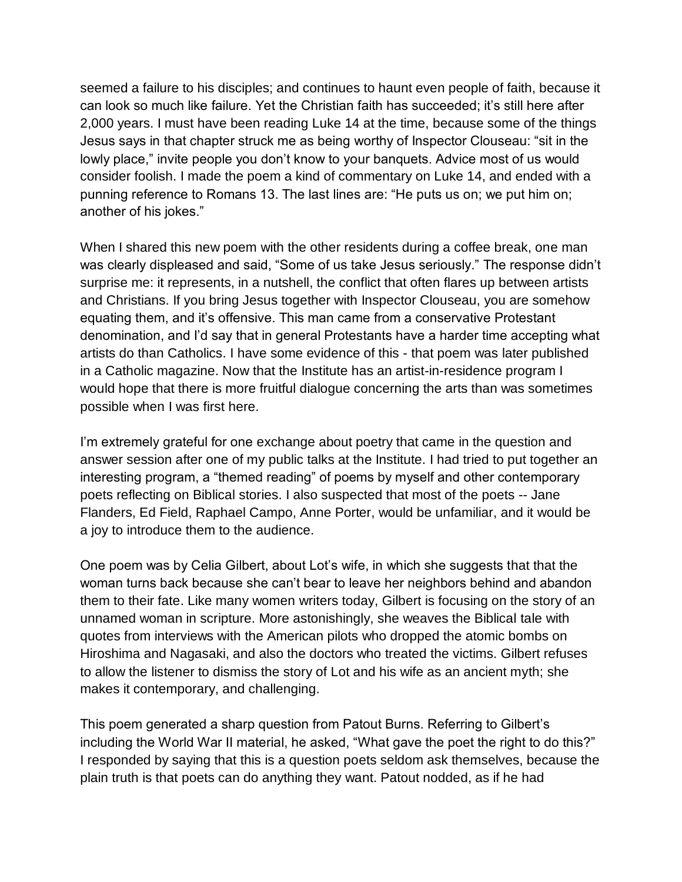seemed a failure to his disciples; and continues to haunt even people of faith, because it can look so much like failure. Yet the Christian faith has succeeded; it's still here after 2,000 years. I must have been reading Luke 14 at the time, because some of the things Jesus says in that chapter struck me as being worthy of Inspector Clouseau: "sit in the lowly place," invite people you don't know to your banquets. Advice most of us would consider foolish. I made the poem a kind of commentary on Luke 14, and ended with a punning reference to Romans 13. The last lines are: "He puts us on; we put him on; another of his jokes."

When I shared this new poem with the other residents during a coffee break, one man was clearly displeased and said, "Some of us take Jesus seriously." The response didn't surprise me: it represents, in a nutshell, the conflict that often flares up between artists and Christians. If you bring Jesus together with Inspector Clouseau, you are somehow equating them, and it's offensive. This man came from a conservative Protestant denomination, and I'd say that in general Protestants have a harder time accepting what artists do than Catholics. I have some evidence of this - that poem was later published in a Catholic magazine. Now that the Institute has an artist-in-residence program I would hope that there is more fruitful dialogue concerning the arts than was sometimes possible when I was first here.

I'm extremely grateful for one exchange about poetry that came in the question and answer session after one of my public talks at the Institute. I had tried to put together an interesting program, a "themed reading" of poems by myself and other contemporary poets reflecting on Biblical stories. I also suspected that most of the poets -- Jane Flanders, Ed Field, Raphael Campo, Anne Porter, would be unfamiliar, and it would be a joy to introduce them to the audience.

One poem was by Celia Gilbert, about Lot's wife, in which she suggests that that the woman turns back because she can't bear to leave her neighbors behind and abandon them to their fate. Like many women writers today, Gilbert is focusing on the story of an unnamed woman in scripture. More astonishingly, she weaves the Biblical tale with quotes from interviews with the American pilots who dropped the atomic bombs on Hiroshima and Nagasaki, and also the doctors who treated the victims. Gilbert refuses to allow the listener to dismiss the story of Lot and his wife as an ancient myth; she makes it contemporary, and challenging.

This poem generated a sharp question from Patout Burns. Referring to Gilbert's including the World War II material, he asked, "What gave the poet the right to do this?" I responded by saying that this is a question poets seldom ask themselves, because the plain truth is that poets can do anything they want. Patout nodded, as if he had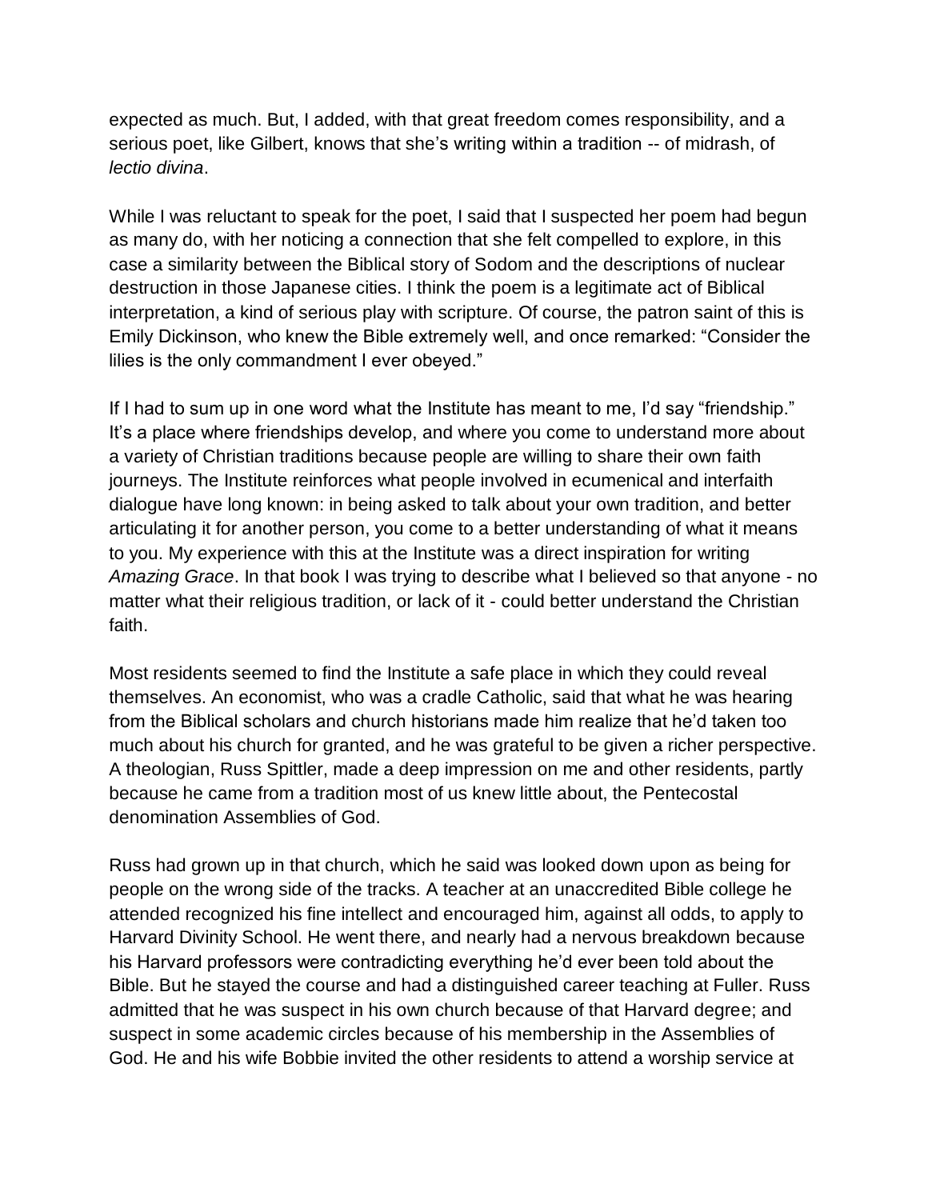expected as much. But, I added, with that great freedom comes responsibility, and a serious poet, like Gilbert, knows that she's writing within a tradition -- of midrash, of *lectio divina*.

While I was reluctant to speak for the poet, I said that I suspected her poem had begun as many do, with her noticing a connection that she felt compelled to explore, in this case a similarity between the Biblical story of Sodom and the descriptions of nuclear destruction in those Japanese cities. I think the poem is a legitimate act of Biblical interpretation, a kind of serious play with scripture. Of course, the patron saint of this is Emily Dickinson, who knew the Bible extremely well, and once remarked: "Consider the lilies is the only commandment I ever obeyed."

If I had to sum up in one word what the Institute has meant to me, I'd say "friendship." It's a place where friendships develop, and where you come to understand more about a variety of Christian traditions because people are willing to share their own faith journeys. The Institute reinforces what people involved in ecumenical and interfaith dialogue have long known: in being asked to talk about your own tradition, and better articulating it for another person, you come to a better understanding of what it means to you. My experience with this at the Institute was a direct inspiration for writing *Amazing Grace*. In that book I was trying to describe what I believed so that anyone - no matter what their religious tradition, or lack of it - could better understand the Christian faith.

Most residents seemed to find the Institute a safe place in which they could reveal themselves. An economist, who was a cradle Catholic, said that what he was hearing from the Biblical scholars and church historians made him realize that he'd taken too much about his church for granted, and he was grateful to be given a richer perspective. A theologian, Russ Spittler, made a deep impression on me and other residents, partly because he came from a tradition most of us knew little about, the Pentecostal denomination Assemblies of God.

Russ had grown up in that church, which he said was looked down upon as being for people on the wrong side of the tracks. A teacher at an unaccredited Bible college he attended recognized his fine intellect and encouraged him, against all odds, to apply to Harvard Divinity School. He went there, and nearly had a nervous breakdown because his Harvard professors were contradicting everything he'd ever been told about the Bible. But he stayed the course and had a distinguished career teaching at Fuller. Russ admitted that he was suspect in his own church because of that Harvard degree; and suspect in some academic circles because of his membership in the Assemblies of God. He and his wife Bobbie invited the other residents to attend a worship service at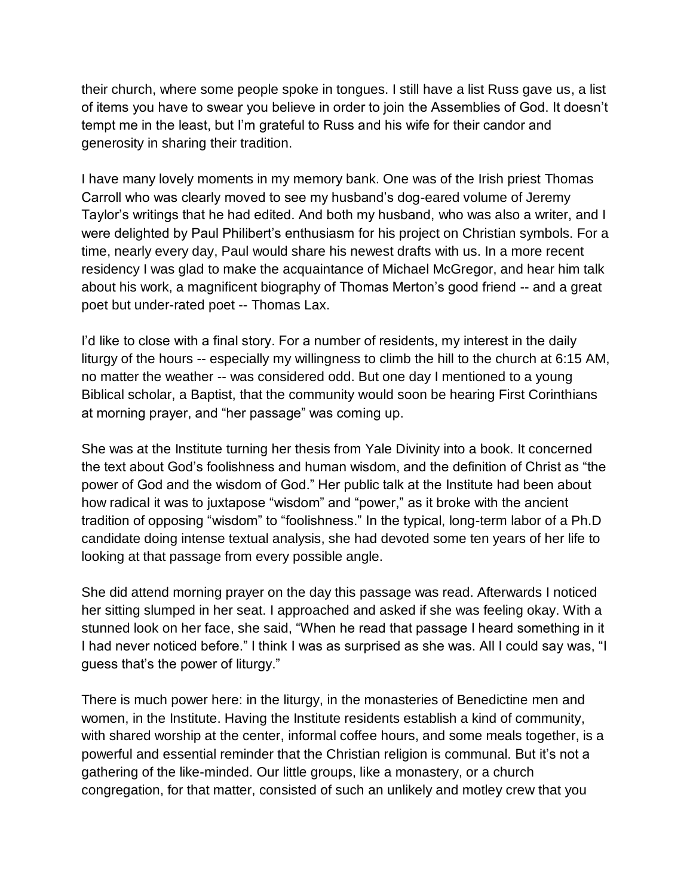their church, where some people spoke in tongues. I still have a list Russ gave us, a list of items you have to swear you believe in order to join the Assemblies of God. It doesn't tempt me in the least, but I'm grateful to Russ and his wife for their candor and generosity in sharing their tradition.

I have many lovely moments in my memory bank. One was of the Irish priest Thomas Carroll who was clearly moved to see my husband's dog-eared volume of Jeremy Taylor's writings that he had edited. And both my husband, who was also a writer, and I were delighted by Paul Philibert's enthusiasm for his project on Christian symbols. For a time, nearly every day, Paul would share his newest drafts with us. In a more recent residency I was glad to make the acquaintance of Michael McGregor, and hear him talk about his work, a magnificent biography of Thomas Merton's good friend -- and a great poet but under-rated poet -- Thomas Lax.

I'd like to close with a final story. For a number of residents, my interest in the daily liturgy of the hours -- especially my willingness to climb the hill to the church at 6:15 AM, no matter the weather -- was considered odd. But one day I mentioned to a young Biblical scholar, a Baptist, that the community would soon be hearing First Corinthians at morning prayer, and "her passage" was coming up.

She was at the Institute turning her thesis from Yale Divinity into a book. It concerned the text about God's foolishness and human wisdom, and the definition of Christ as "the power of God and the wisdom of God." Her public talk at the Institute had been about how radical it was to juxtapose "wisdom" and "power," as it broke with the ancient tradition of opposing "wisdom" to "foolishness." In the typical, long-term labor of a Ph.D candidate doing intense textual analysis, she had devoted some ten years of her life to looking at that passage from every possible angle.

She did attend morning prayer on the day this passage was read. Afterwards I noticed her sitting slumped in her seat. I approached and asked if she was feeling okay. With a stunned look on her face, she said, "When he read that passage I heard something in it I had never noticed before." I think I was as surprised as she was. All I could say was, "I guess that's the power of liturgy."

There is much power here: in the liturgy, in the monasteries of Benedictine men and women, in the Institute. Having the Institute residents establish a kind of community, with shared worship at the center, informal coffee hours, and some meals together, is a powerful and essential reminder that the Christian religion is communal. But it's not a gathering of the like-minded. Our little groups, like a monastery, or a church congregation, for that matter, consisted of such an unlikely and motley crew that you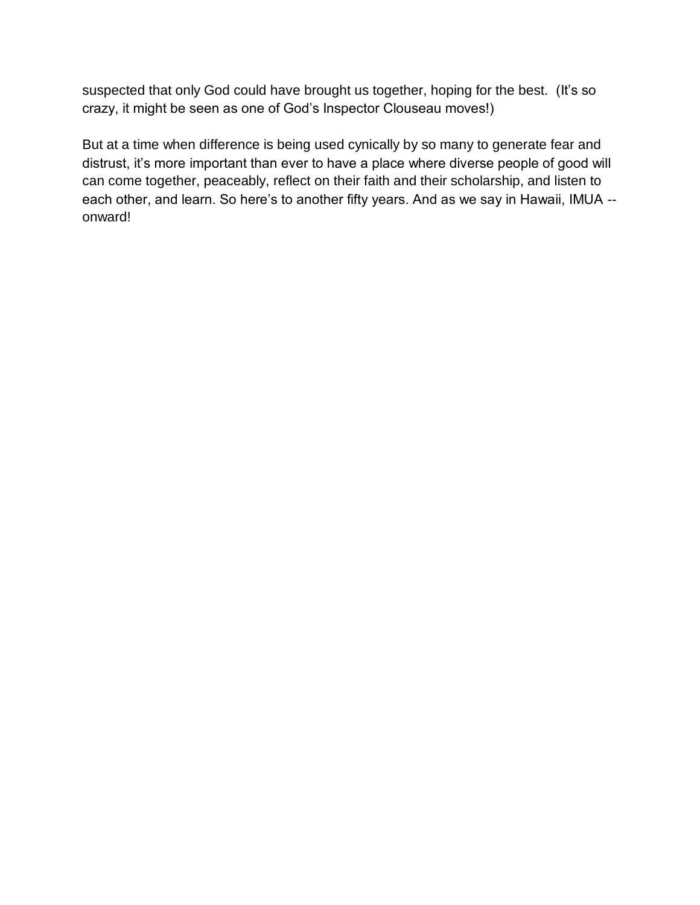suspected that only God could have brought us together, hoping for the best. (It's so crazy, it might be seen as one of God's Inspector Clouseau moves!)

But at a time when difference is being used cynically by so many to generate fear and distrust, it's more important than ever to have a place where diverse people of good will can come together, peaceably, reflect on their faith and their scholarship, and listen to each other, and learn. So here's to another fifty years. And as we say in Hawaii, IMUA -- onward!